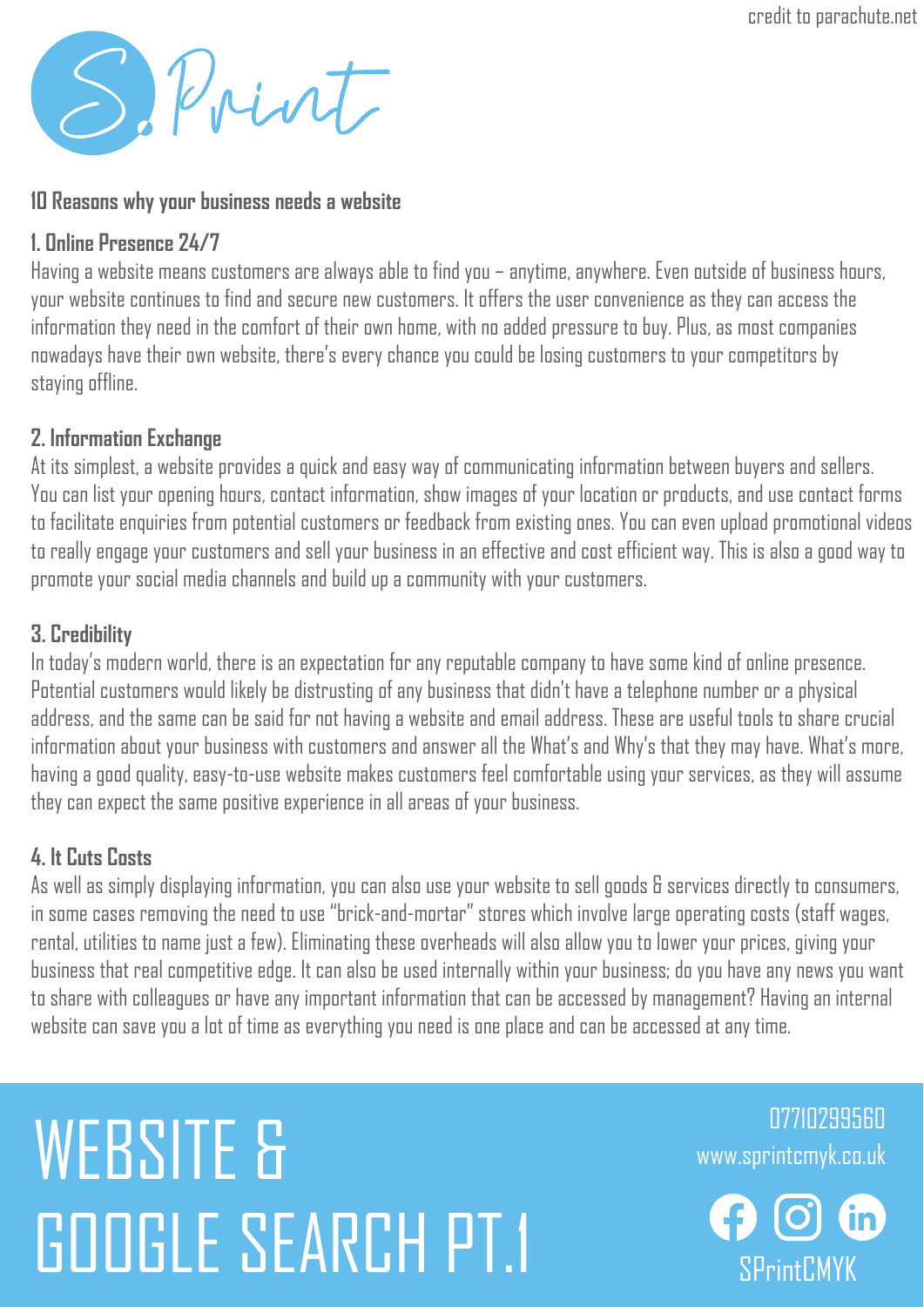credit to parachute.net

S.Print

## 10 Reasons why your business needs a website

### 1. Online Presence 24/7

Having a website means customers are always able to find you – anytime, anywhere. Even outside of business hours, your website continues to find and secure new customers. It offers the user convenience as they can access the information they need in the comfort of their own home, with no added pressure to buy. Plus, as most companies nowadays have their own website, there's every chance you could be losing customers to your competitors by staying offline.

### 2. Information Exchange

At its simplest, a website provides a quick and easy way of communicating information between buyers and sellers. You can list your opening hours, contact information, show images of your location or products, and use contact forms to facilitate enquiries from potential customers or feedback from existing ones. You can even upload promotional videos to really engage your customers and sell your business in an effective and cost efficient way. This is also a good way to promote your social media channels and build up a community with your customers.

### 3. Credibility

In today's modern world, there is an expectation for any reputable company to have some kind of online presence. Potential customers would likely be distrusting of any business that didn't have a telephone number or a physical address, and the same can be said for not having a website and email address. These are useful tools to share crucial information about your business with customers and answer all the What's and Why's that they may have. What's more, having a good quality, easy-to-use website makes customers feel comfortable using your services, as they will assume they can expect the same positive experience in all areas of your business.

### 4. It Cuts Costs

As well as simply displaying information, you can also use your website to sell goods & services directly to consumers, in some cases removing the need to use "brick-and-mortar" stores which involve large operating costs (staff wages, rental, utilities to name just a few). Eliminating these overheads will also allow you to lower your prices, giving your business that real competitive edge. It can also be used internally within your business; do you have any news you want to share with colleagues or have any important information that can be accessed by management? Having an internal website can save you a lot of time as everything you need is one place and can be accessed at any time.

# WEBSITE & GOOGLE SEARCH PT.1

07710299560

www.sprintcmyk.co.uk

SPrintCMYK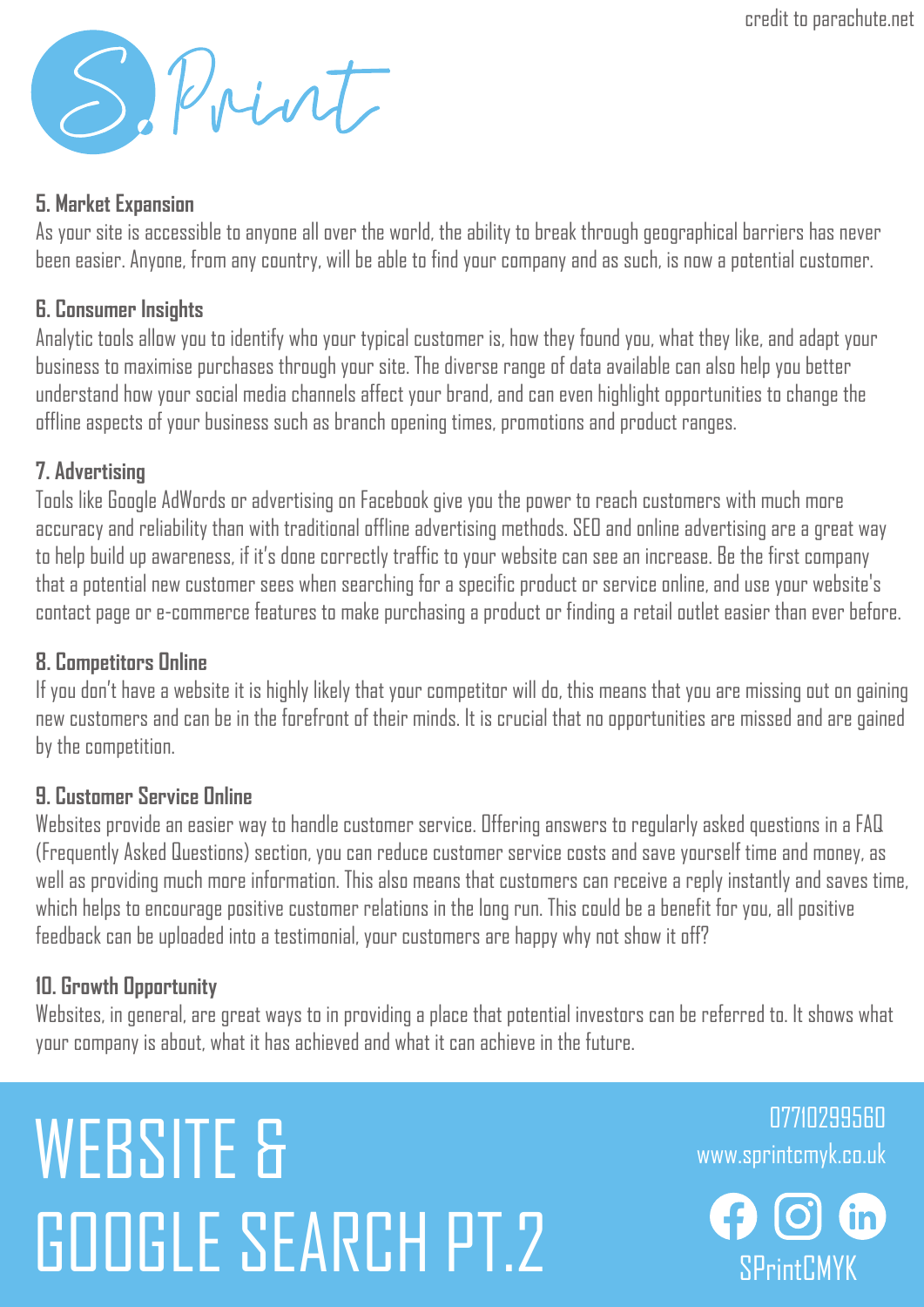credit to parachute.net

S. Print

### 5. Market Expansion

As your site is accessible to anyone all over the world, the ability to break through geographical barriers has never been easier. Anyone, from any country, will be able to find your company and as such, is now a potential customer.

### 6. Consumer Insights

Analytic tools allow you to identify who your typical customer is, how they found you, what they like, and adapt your business to maximise purchases through your site. The diverse range of data available can also help you better understand how your social media channels affect your brand, and can even highlight opportunities to change the offline aspects of your business such as branch opening times, promotions and product ranges.

### 7. Advertising

Tools like Google AdWords or advertising on Facebook give you the power to reach customers with much more accuracy and reliability than with traditional offline advertising methods. SEO and online advertising are a great way to help build up awareness, if it's done correctly traffic to your website can see an increase. Be the first company that a potential new customer sees when searching for a specific product or service online, and use your website's contact page or e-commerce features to make purchasing a product or finding a retail outlet easier than ever before.

### 8. Competitors Online

If you don't have a website it is highly likely that your competitor will do, this means that you are missing out on gaining new customers and can be in the forefront of their minds. It is crucial that no opportunities are missed and are gained by the competition.

### 9. Customer Service Online

Websites provide an easier way to handle customer service. Offering answers to regularly asked questions in a FAQ (Frequently Asked Questions) section, you can reduce customer service costs and save yourself time and money, as well as providing much more information. This also means that customers can receive a reply instantly and saves time, which helps to encourage positive customer relations in the long run. This could be a benefit for you, all positive feedback can be uploaded into a testimonial, your customers are happy why not show it off?

### 10. Growth Opportunity

Websites, in general, are great ways to in providing a place that potential investors can be referred to. It shows what your company is about, what it has achieved and what it can achieve in the future.

# WEBSITE & GOOGLE SEARCH PT.2

07710299560
www.sprintcmyk.co.uk
SPrintCMYK